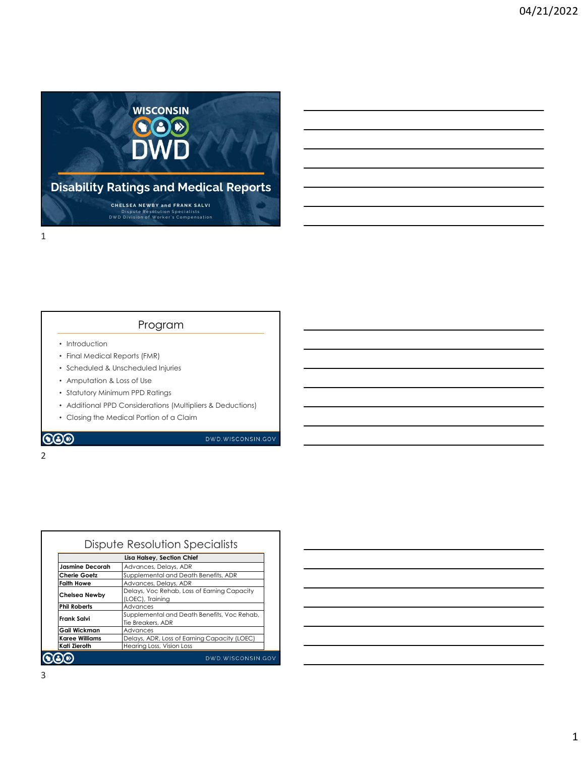# Disability Ratings and Medical Reports

**CHELSEA NEWBY and FRANK SALVI**
Dispute Resolution Specialists
DWD Division of Worker's Compensation

## Program

- Introduction
- Final Medical Reports (FMR)
- Scheduled & Unscheduled Injuries
- Amputation & Loss of Use
- Statutory Minimum PPD Ratings
- Additional PPD Considerations (Multipliers & Deductions)
- Closing the Medical Portion of a Claim

## Dispute Resolution Specialists

| Lisa Halsey, Section Chief | |
|---|---|
| **Jasmine Decorah** | Advances, Delays, ADR |
| **Cherie Goetz** | Supplemental and Death Benefits, ADR |
| **Faith Howe** | Advances, Delays, ADR |
| **Chelsea Newby** | Delays, Voc Rehab, Loss of Earning Capacity (LOEC), Training |
| **Phil Roberts** | Advances |
| **Frank Salvi** | Supplemental and Death Benefits, Voc Rehab, Tie Breakers, ADR |
| **Gail Wickman** | Advances |
| **Karee Williams** | Delays, ADR, Loss of Earning Capacity (LOEC) |
| **Kati Zieroth** | Hearing Loss, Vision Loss |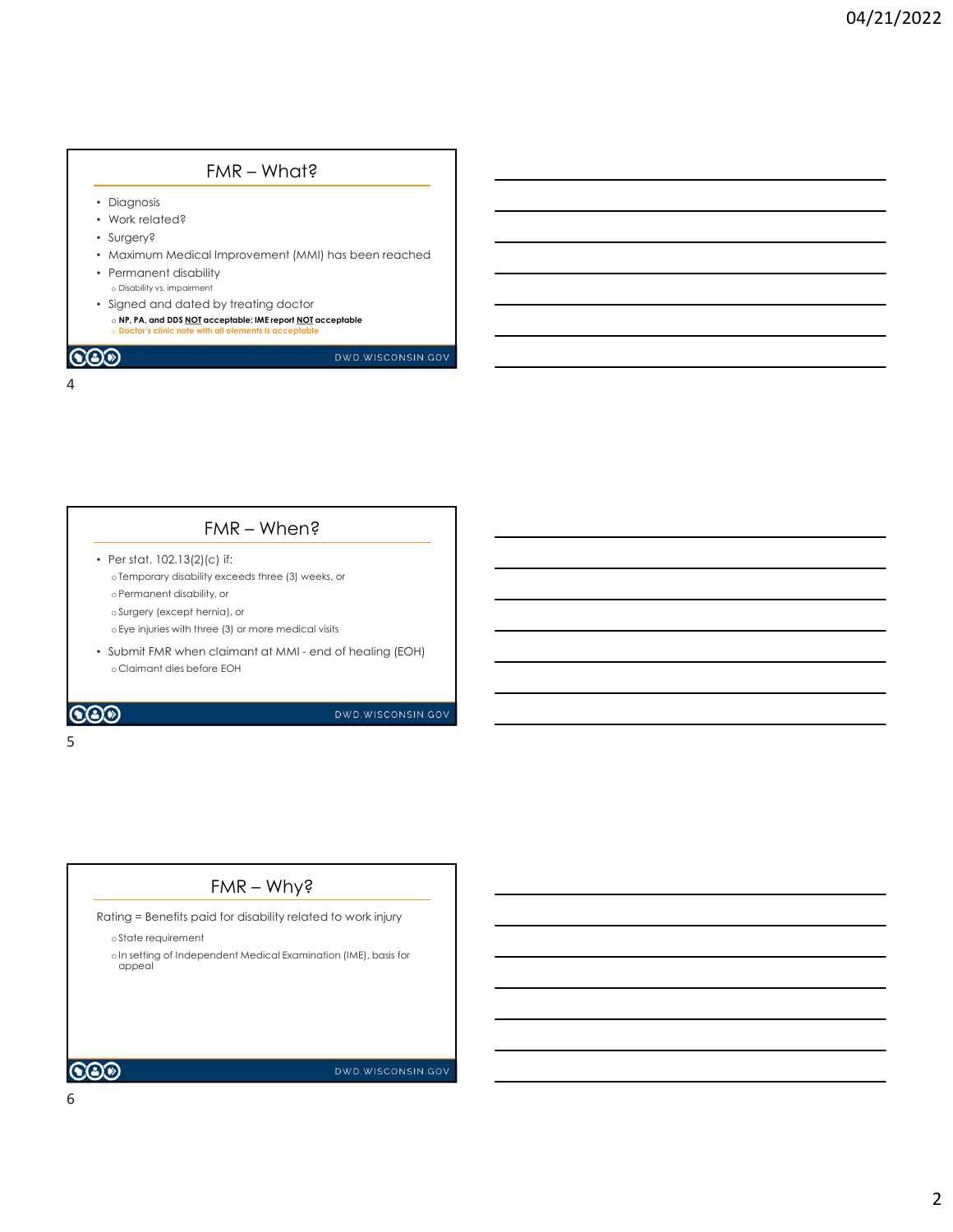## FMR – What?

- Diagnosis
- Work related?
- Surgery?
- Maximum Medical Improvement (MMI) has been reached
- Permanent disability
  - Disability vs. impairment
- Signed and dated by treating doctor
  - **NP, PA, and DDS NOT acceptable; IME report NOT acceptable**
  - **Doctor's clinic note with all elements is acceptable**

DWD.WISCONSIN.GOV

## FMR – When?

- Per stat. 102.13(2)(c) if:
  - Temporary disability exceeds three (3) weeks, or
  - Permanent disability, or
  - Surgery (except hernia), or
  - Eye injuries with three (3) or more medical visits
- Submit FMR when claimant at MMI - end of healing (EOH)
  - Claimant dies before EOH

DWD.WISCONSIN.GOV

## FMR – Why?

Rating = Benefits paid for disability related to work injury

- State requirement
- In setting of Independent Medical Examination (IME), basis for appeal

DWD.WISCONSIN.GOV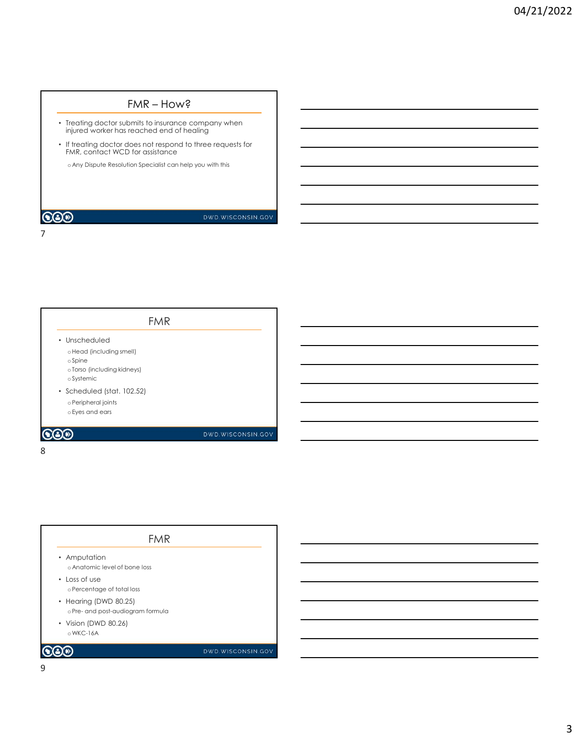## FMR – How?

- Treating doctor submits to insurance company when injured worker has reached end of healing
- If treating doctor does not respond to three requests for FMR, contact WCD for assistance
  - Any Dispute Resolution Specialist can help you with this

## FMR

- Unscheduled
  - Head (including smell)
  - Spine
  - Torso (including kidneys)
  - Systemic
- Scheduled (stat. 102.52)
  - Peripheral joints
  - Eyes and ears

## FMR

- Amputation
  - Anatomic level of bone loss
- Loss of use
  - Percentage of total loss
- Hearing (DWD 80.25)
  - Pre- and post-audiogram formula
- Vision (DWD 80.26)
  - WKC-16A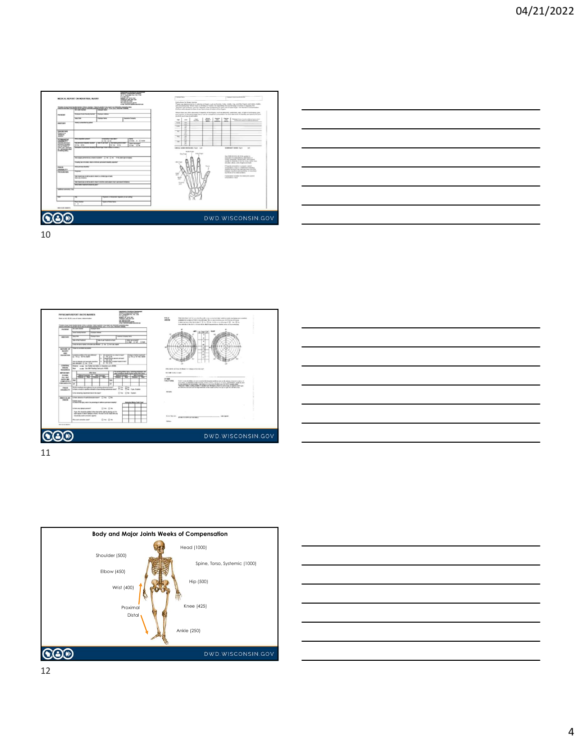MEDICAL REPORT ON INDUSTRIAL INJURY

PHYSICIAN'S REPORT ON EYE INJURIES

## Body and Major Joints Weeks of Compensation

Head (1000)

Shoulder (500)

Spine, Torso, Systemic (1000)

Elbow (450)

Hip (500)

Wrist (400)

Proximal

Distal

Knee (425)

Ankle (250)

DWD.WISCONSIN.GOV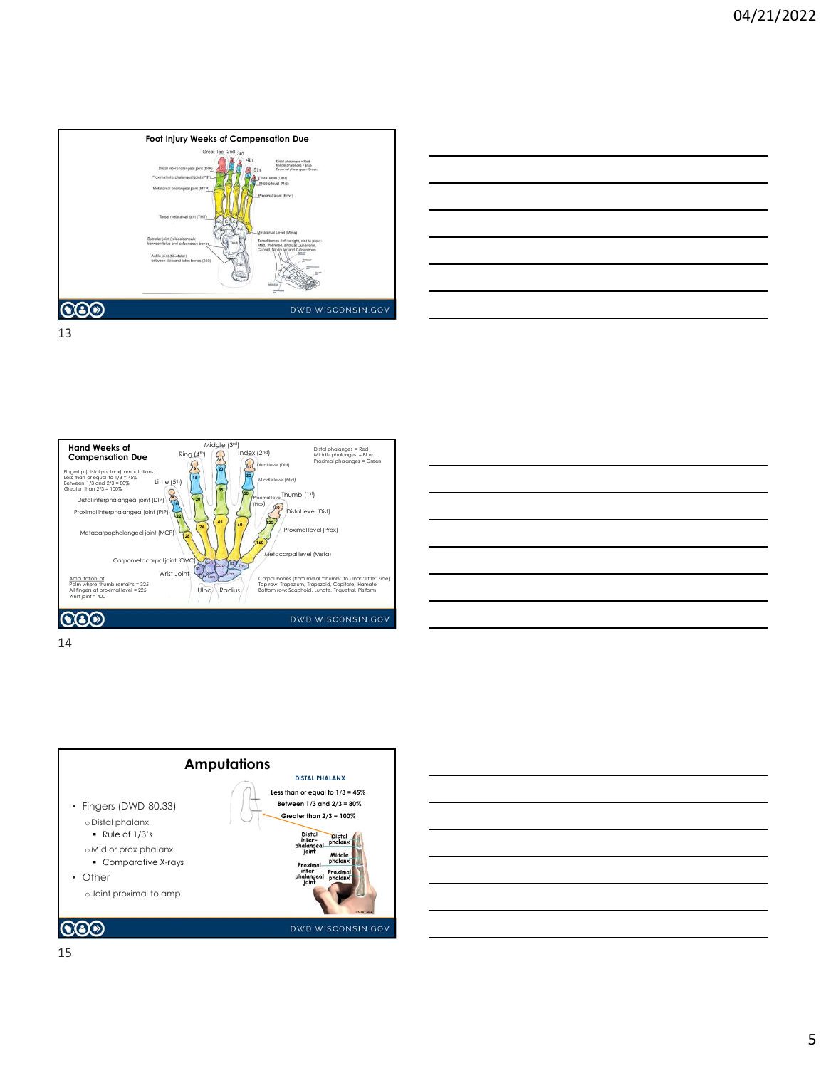## Foot Injury Weeks of Compensation Due

Great Toe 2nd 3rd 4th 5th

Distal interphalangeal joint (DIP)

Proximal interphalangeal joint (PIP)

Metatarsal phalangeal joint (MTP)

Tarsal metatarsal joint (TMT)

Subtalar joint (talocalcaneal) between talus and calcaneous bones

Ankle joint (tibiotalar) between tibia and talus bones (250)

Distal phalanges = Red
Middle phalanges = Blue
Proximal phalanges = Green

Distal level (Dist)

Middle level (Mid)

Proximal level (Prox)

Metatarsal Level (Meta)

Tarsal bones (left to right, dist to prox): Med, Intermed, and Lat Cuneiform, Cuboid, Navicular and Calcaneous

## Hand Weeks of Compensation Due

Fingertip (distal phalanx) amputations:
Less than or equal to 1/3 = 45%
Between 1/3 and 2/3 = 80%
Greater than 2/3 = 100%

Middle (3rd) Ring (4th) Index (2nd) Little (5th) Thumb (1st)

Distal phalanges = Red
Middle phalanges = Blue
Proximal phalanges = Green

Distal level (Dist)

Middle level (Mid)

Proximal level (Prox)

Distal interphalangeal joint (DIP)

Proximal interphalangeal joint (PIP)

Metacarpophalangeal joint (MCP)

Carpometacarpal joint (CMC)

Wrist Joint

Ulna Radius

Metacarpal level (Meta)

Amputation at:
Palm where thumb remains = 325
All fingers at proximal level = 225
Wrist joint = 400

Carpal bones (from radial "thumb" to ulnar "little" side)
Top row: Trapezium, Trapezoid, Capitate, Hamate
Bottom row: Scaphoid, Lunate, Triquetral, Pisiform

## Amputations

- Fingers (DWD 80.33)
  - Distal phalanx
    - Rule of 1/3's
  - Mid or prox phalanx
    - Comparative X-rays
- Other
  - Joint proximal to amp

**DISTAL PHALANX**

**Less than or equal to 1/3 = 45%**

**Between 1/3 and 2/3 = 80%**

**Greater than 2/3 = 100%**

Distal inter-phalangeal joint

Distal phalanx

Middle phalanx

Proximal inter-phalangeal joint

Proximal phalanx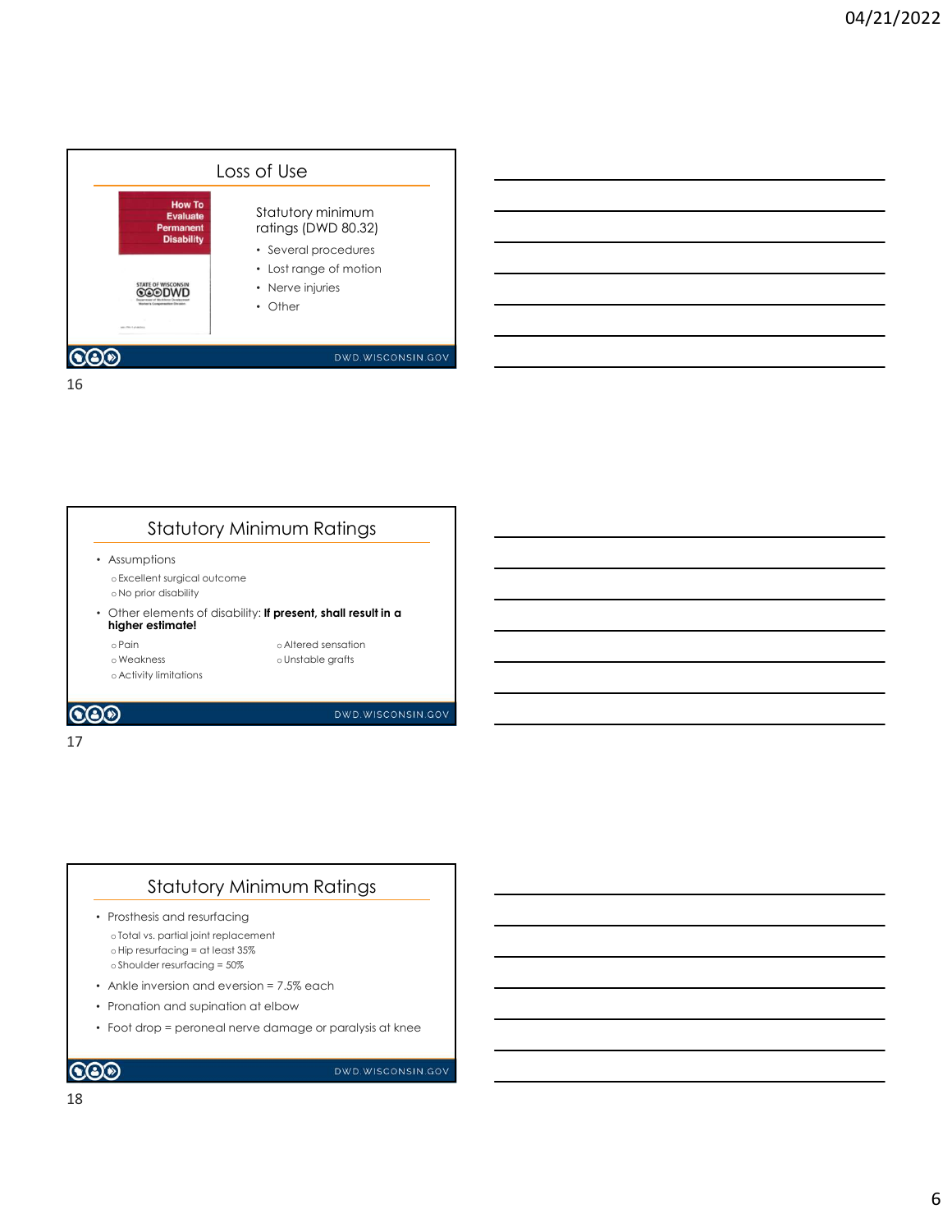## Loss of Use

How To Evaluate Permanent Disability

STATE OF WISCONSIN DWD

Statutory minimum ratings (DWD 80.32)

- Several procedures
- Lost range of motion
- Nerve injuries
- Other

DWD.WISCONSIN.GOV

## Statutory Minimum Ratings

- Assumptions
  - Excellent surgical outcome
  - No prior disability
- Other elements of disability: **If present, shall result in a higher estimate!**
  - Pain
  - Weakness
  - Activity limitations
  - Altered sensation
  - Unstable grafts

DWD.WISCONSIN.GOV

## Statutory Minimum Ratings

- Prosthesis and resurfacing
  - Total vs. partial joint replacement
  - Hip resurfacing = at least 35%
  - Shoulder resurfacing = 50%
- Ankle inversion and eversion = 7.5% each
- Pronation and supination at elbow
- Foot drop = peroneal nerve damage or paralysis at knee

DWD.WISCONSIN.GOV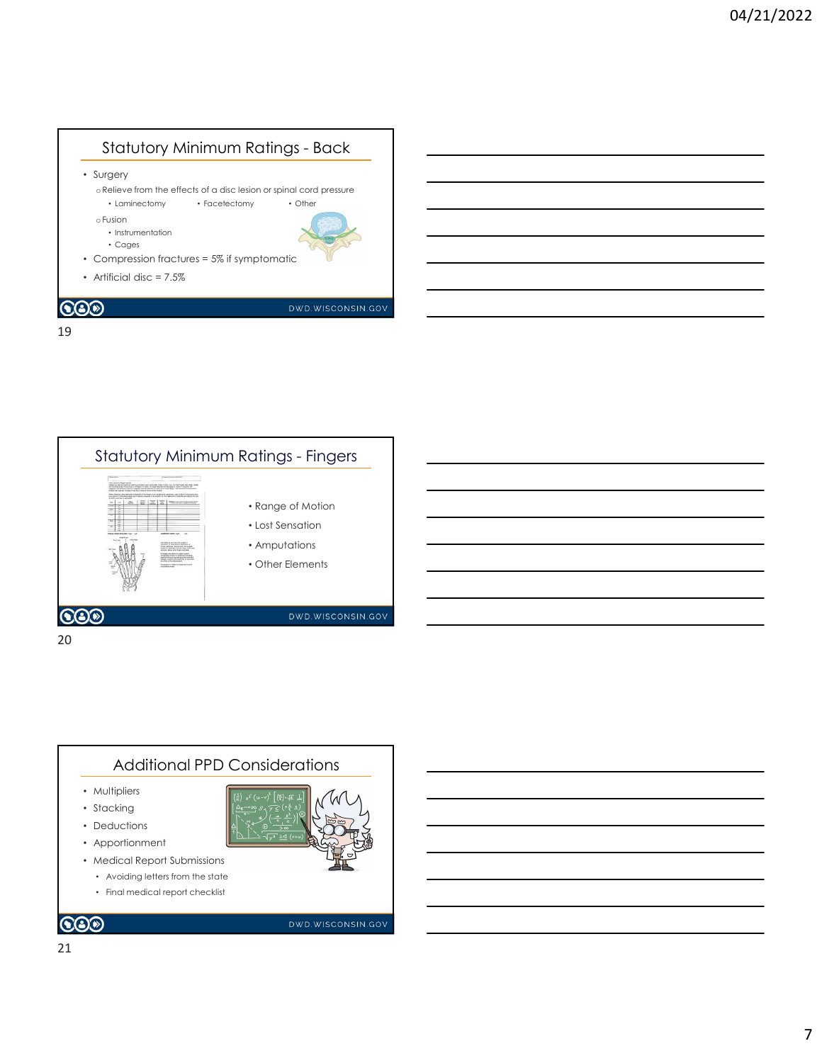## Statutory Minimum Ratings - Back

- Surgery
  - Relieve from the effects of a disc lesion or spinal cord pressure
    - Laminectomy
    - Facetectomy
    - Other
  - Fusion
    - Instrumentation
    - Cages
- Compression fractures = 5% if symptomatic
- Artificial disc = 7.5%

## Statutory Minimum Ratings - Fingers

- Range of Motion
- Lost Sensation
- Amputations
- Other Elements

## Additional PPD Considerations

- Multipliers
- Stacking
- Deductions
- Apportionment
- Medical Report Submissions
  - Avoiding letters from the state
  - Final medical report checklist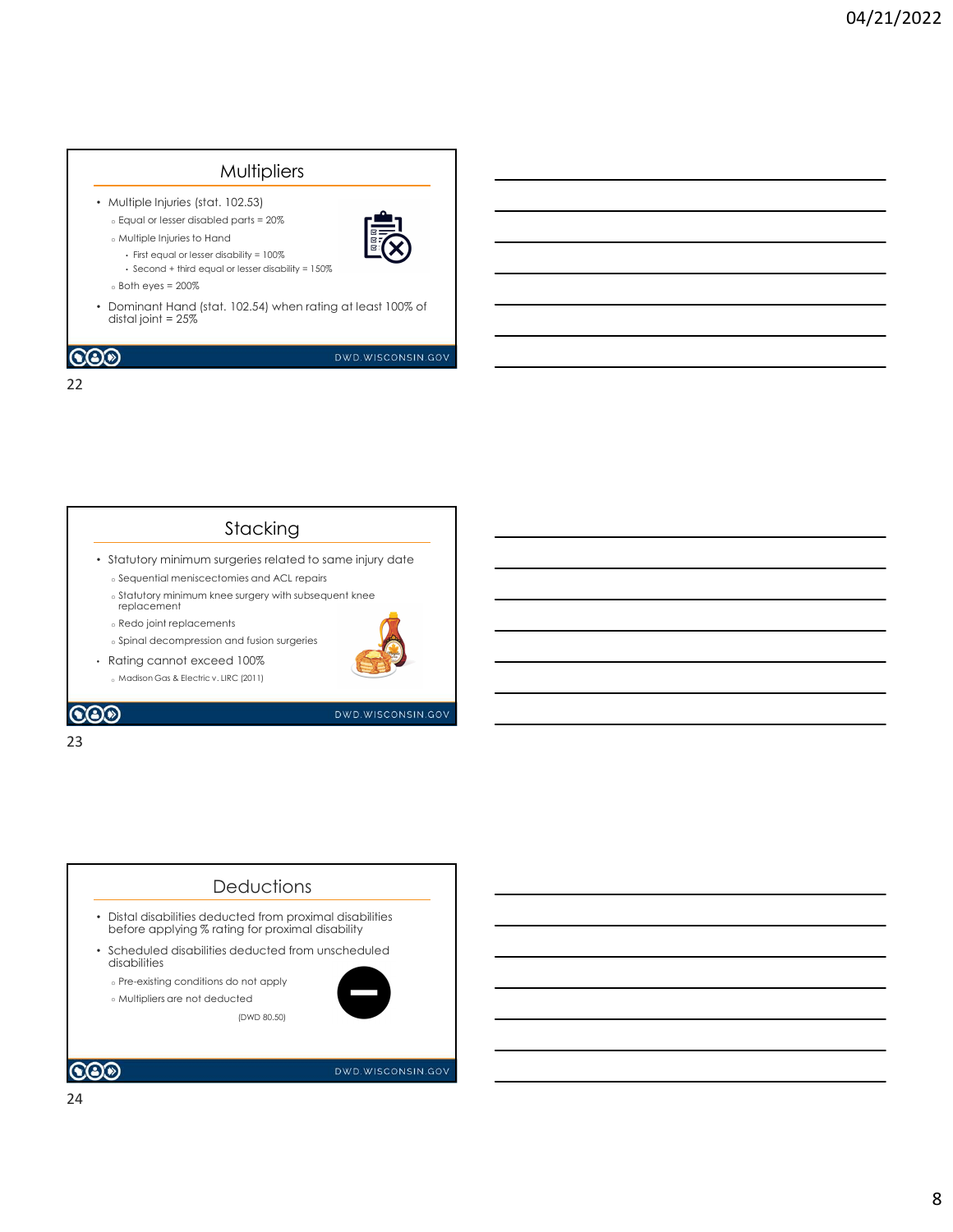## Multipliers

- Multiple Injuries (stat. 102.53)
  - Equal or lesser disabled parts = 20%
  - Multiple Injuries to Hand
    - First equal or lesser disability = 100%
    - Second + third equal or lesser disability = 150%
  - Both eyes = 200%
- Dominant Hand (stat. 102.54) when rating at least 100% of distal joint = 25%

DWD.WISCONSIN.GOV

22

## Stacking

- Statutory minimum surgeries related to same injury date
  - Sequential meniscectomies and ACL repairs
  - Statutory minimum knee surgery with subsequent knee replacement
  - Redo joint replacements
  - Spinal decompression and fusion surgeries
- Rating cannot exceed 100%
  - Madison Gas & Electric v. LIRC (2011)

DWD.WISCONSIN.GOV

23

## Deductions

- Distal disabilities deducted from proximal disabilities before applying % rating for proximal disability
- Scheduled disabilities deducted from unscheduled disabilities
  - Pre-existing conditions do not apply
  - Multipliers are not deducted

(DWD 80.50)

DWD.WISCONSIN.GOV

24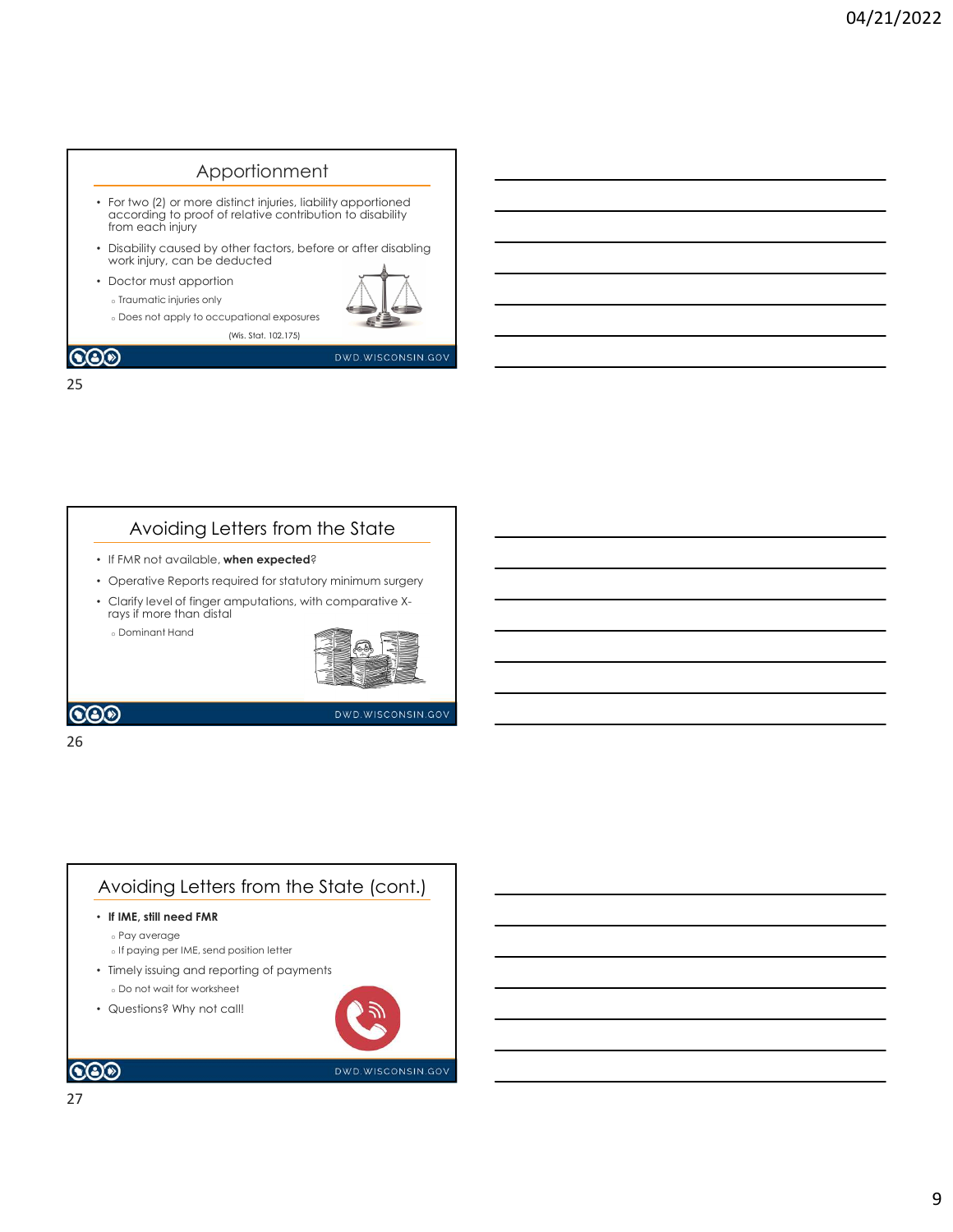## Apportionment

- For two (2) or more distinct injuries, liability apportioned according to proof of relative contribution to disability from each injury
- Disability caused by other factors, before or after disabling work injury, can be deducted
- Doctor must apportion
  - Traumatic injuries only
  - Does not apply to occupational exposures

(Wis. Stat. 102.175)

## Avoiding Letters from the State

- If FMR not available, **when expected**?
- Operative Reports required for statutory minimum surgery
- Clarify level of finger amputations, with comparative X-rays if more than distal
  - Dominant Hand

## Avoiding Letters from the State (cont.)

- **If IME, still need FMR**
  - Pay average
  - If paying per IME, send position letter
- Timely issuing and reporting of payments
  - Do not wait for worksheet
- Questions? Why not call!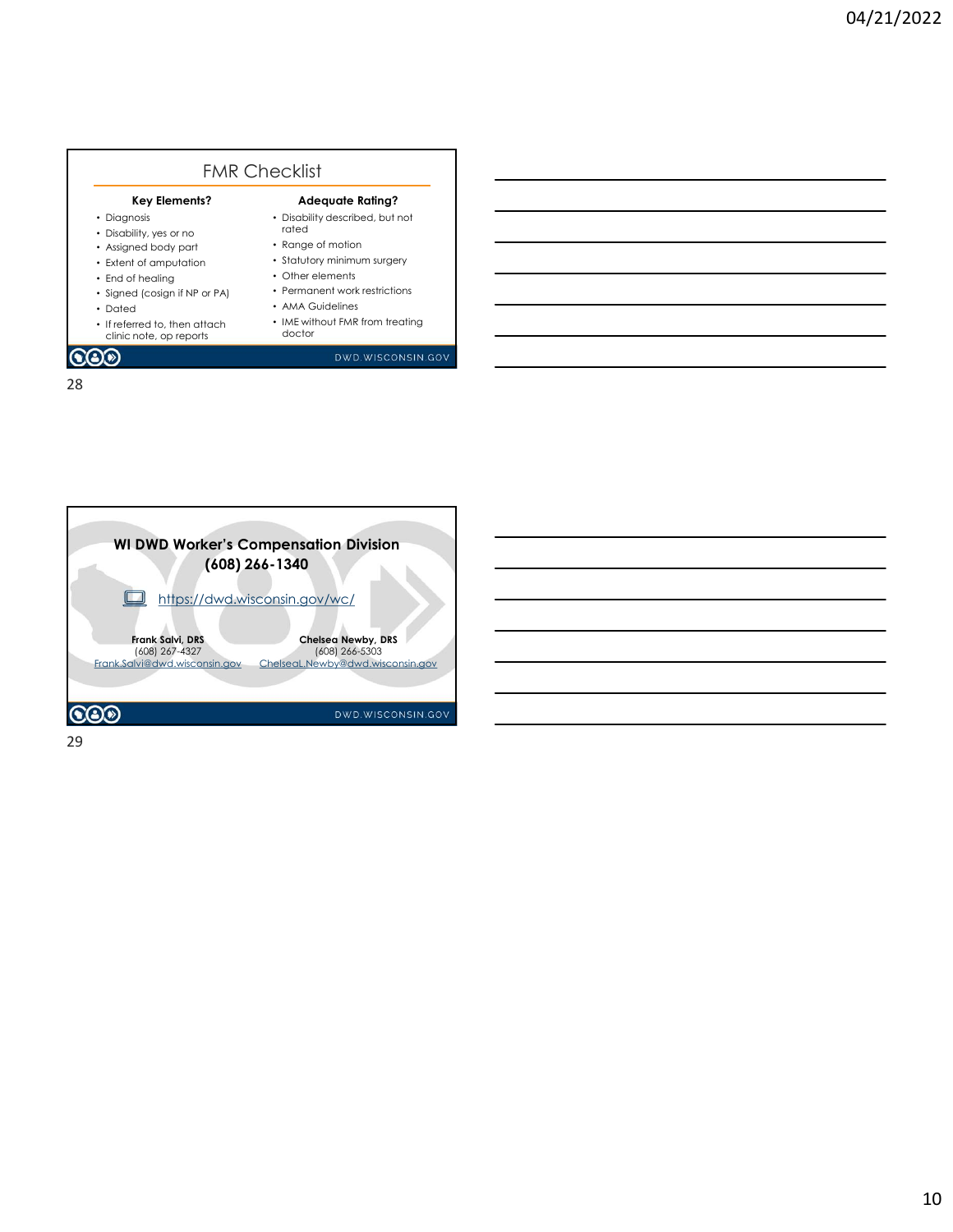## FMR Checklist

**Key Elements?**

- Diagnosis
- Disability, yes or no
- Assigned body part
- Extent of amputation
- End of healing
- Signed (cosign if NP or PA)
- Dated
- If referred to, then attach clinic note, op reports

**Adequate Rating?**

- Disability described, but not rated
- Range of motion
- Statutory minimum surgery
- Other elements
- Permanent work restrictions
- AMA Guidelines
- IME without FMR from treating doctor

DWD.WISCONSIN.GOV

28

## WI DWD Worker's Compensation Division
## (608) 266-1340

https://dwd.wisconsin.gov/wc/

**Frank Salvi, DRS**
(608) 267-4327
Frank.Salvi@dwd.wisconsin.gov

**Chelsea Newby, DRS**
(608) 266-5303
ChelseaL.Newby@dwd.wisconsin.gov

DWD.WISCONSIN.GOV

29